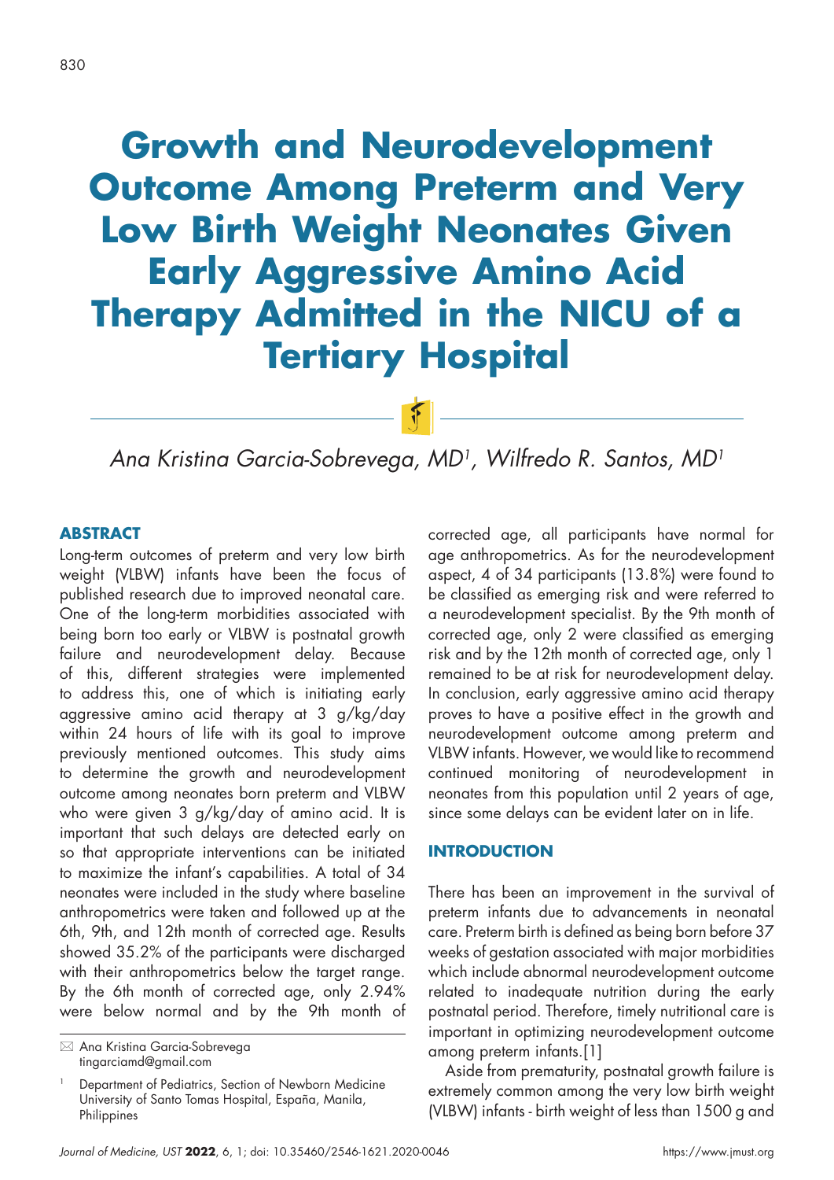# Growth and Neurodevelopment Outcome Among Preterm and Very Low Birth Weight Neonates Given Early Aggressive Amino Acid Therapy Admitted in the NICU of a Tertiary Hospital

*Ana Kristina Garcia-Sobrevega, MD[1], Wilfredo R. Santos, MD[1]*

## ABSTRACT

Long-term outcomes of preterm and very low birth weight (VLBW) infants have been the focus of published research due to improved neonatal care. One of the long-term morbidities associated with being born too early or VLBW is postnatal growth failure and neurodevelopment delay. Because of this, different strategies were implemented to address this, one of which is initiating early aggressive amino acid therapy at 3 g/kg/day within 24 hours of life with its goal to improve previously mentioned outcomes. This study aims to determine the growth and neurodevelopment outcome among neonates born preterm and VLBW who were given 3 g/kg/day of amino acid. It is important that such delays are detected early on so that appropriate interventions can be initiated to maximize the infant's capabilities. A total of 34 neonates were included in the study where baseline anthropometrics were taken and followed up at the 6th, 9th, and 12th month of corrected age. Results showed 35.2% of the participants were discharged with their anthropometrics below the target range. By the 6th month of corrected age, only 2.94% were below normal and by the 9th month of corrected age, all participants have normal for age anthropometrics. As for the neurodevelopment aspect, 4 of 34 participants (13.8%) were found to be classified as emerging risk and were referred to a neurodevelopment specialist. By the 9th month of corrected age, only 2 were classified as emerging risk and by the 12th month of corrected age, only 1 remained to be at risk for neurodevelopment delay. In conclusion, early aggressive amino acid therapy proves to have a positive effect in the growth and neurodevelopment outcome among preterm and VLBW infants. However, we would like to recommend continued monitoring of neurodevelopment in neonates from this population until 2 years of age, since some delays can be evident later on in life.

## INTRODUCTION

There has been an improvement in the survival of preterm infants due to advancements in neonatal care. Preterm birth is defined as being born before 37 weeks of gestation associated with major morbidities which include abnormal neurodevelopment outcome related to inadequate nutrition during the early postnatal period. Therefore, timely nutritional care is important in optimizing neurodevelopment outcome among preterm infants.[1]

Aside from prematurity, postnatal growth failure is extremely common among the very low birth weight (VLBW) infants - birth weight of less than 1500 g and

---

✉ Ana Kristina Garcia-Sobrevega
tingarciamd@gmail.com

[1] Department of Pediatrics, Section of Newborn Medicine University of Santo Tomas Hospital, España, Manila, Philippines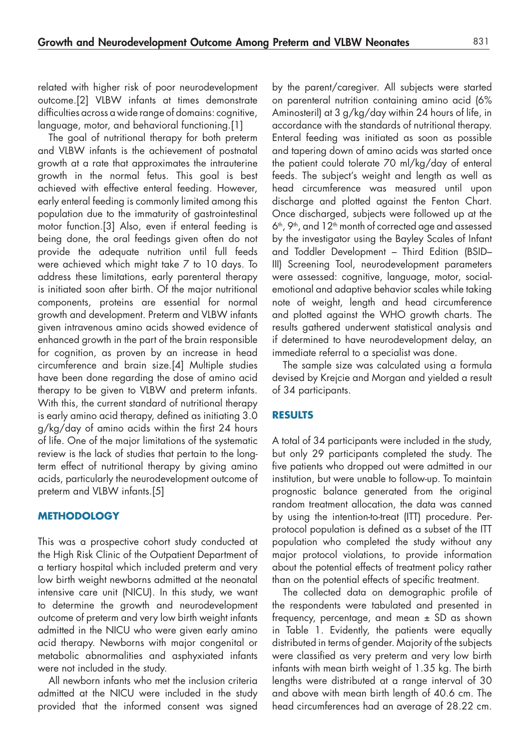related with higher risk of poor neurodevelopment outcome.[2] VLBW infants at times demonstrate difficulties across a wide range of domains: cognitive, language, motor, and behavioral functioning.[1]

The goal of nutritional therapy for both preterm and VLBW infants is the achievement of postnatal growth at a rate that approximates the intrauterine growth in the normal fetus. This goal is best achieved with effective enteral feeding. However, early enteral feeding is commonly limited among this population due to the immaturity of gastrointestinal motor function.[3] Also, even if enteral feeding is being done, the oral feedings given often do not provide the adequate nutrition until full feeds were achieved which might take 7 to 10 days. To address these limitations, early parenteral therapy is initiated soon after birth. Of the major nutritional components, proteins are essential for normal growth and development. Preterm and VLBW infants given intravenous amino acids showed evidence of enhanced growth in the part of the brain responsible for cognition, as proven by an increase in head circumference and brain size.[4] Multiple studies have been done regarding the dose of amino acid therapy to be given to VLBW and preterm infants. With this, the current standard of nutritional therapy is early amino acid therapy, defined as initiating 3.0 g/kg/day of amino acids within the first 24 hours of life. One of the major limitations of the systematic review is the lack of studies that pertain to the long-term effect of nutritional therapy by giving amino acids, particularly the neurodevelopment outcome of preterm and VLBW infants.[5]

## METHODOLOGY

This was a prospective cohort study conducted at the High Risk Clinic of the Outpatient Department of a tertiary hospital which included preterm and very low birth weight newborns admitted at the neonatal intensive care unit (NICU). In this study, we want to determine the growth and neurodevelopment outcome of preterm and very low birth weight infants admitted in the NICU who were given early amino acid therapy. Newborns with major congenital or metabolic abnormalities and asphyxiated infants were not included in the study.

All newborn infants who met the inclusion criteria admitted at the NICU were included in the study provided that the informed consent was signed by the parent/caregiver. All subjects were started on parenteral nutrition containing amino acid (6% Aminosteril) at 3 g/kg/day within 24 hours of life, in accordance with the standards of nutritional therapy. Enteral feeding was initiated as soon as possible and tapering down of amino acids was started once the patient could tolerate 70 ml/kg/day of enteral feeds. The subject's weight and length as well as head circumference was measured until upon discharge and plotted against the Fenton Chart. Once discharged, subjects were followed up at the 6th, 9th, and 12th month of corrected age and assessed by the investigator using the Bayley Scales of Infant and Toddler Development – Third Edition (BSID–III) Screening Tool, neurodevelopment parameters were assessed: cognitive, language, motor, social-emotional and adaptive behavior scales while taking note of weight, length and head circumference and plotted against the WHO growth charts. The results gathered underwent statistical analysis and if determined to have neurodevelopment delay, an immediate referral to a specialist was done.

The sample size was calculated using a formula devised by Krejcie and Morgan and yielded a result of 34 participants.

## RESULTS

A total of 34 participants were included in the study, but only 29 participants completed the study. The five patients who dropped out were admitted in our institution, but were unable to follow-up. To maintain prognostic balance generated from the original random treatment allocation, the data was canned by using the intention-to-treat (ITT) procedure. Per-protocol population is defined as a subset of the ITT population who completed the study without any major protocol violations, to provide information about the potential effects of treatment policy rather than on the potential effects of specific treatment.

The collected data on demographic profile of the respondents were tabulated and presented in frequency, percentage, and mean ± SD as shown in Table 1. Evidently, the patients were equally distributed in terms of gender. Majority of the subjects were classified as very preterm and very low birth infants with mean birth weight of 1.35 kg. The birth lengths were distributed at a range interval of 30 and above with mean birth length of 40.6 cm. The head circumferences had an average of 28.22 cm.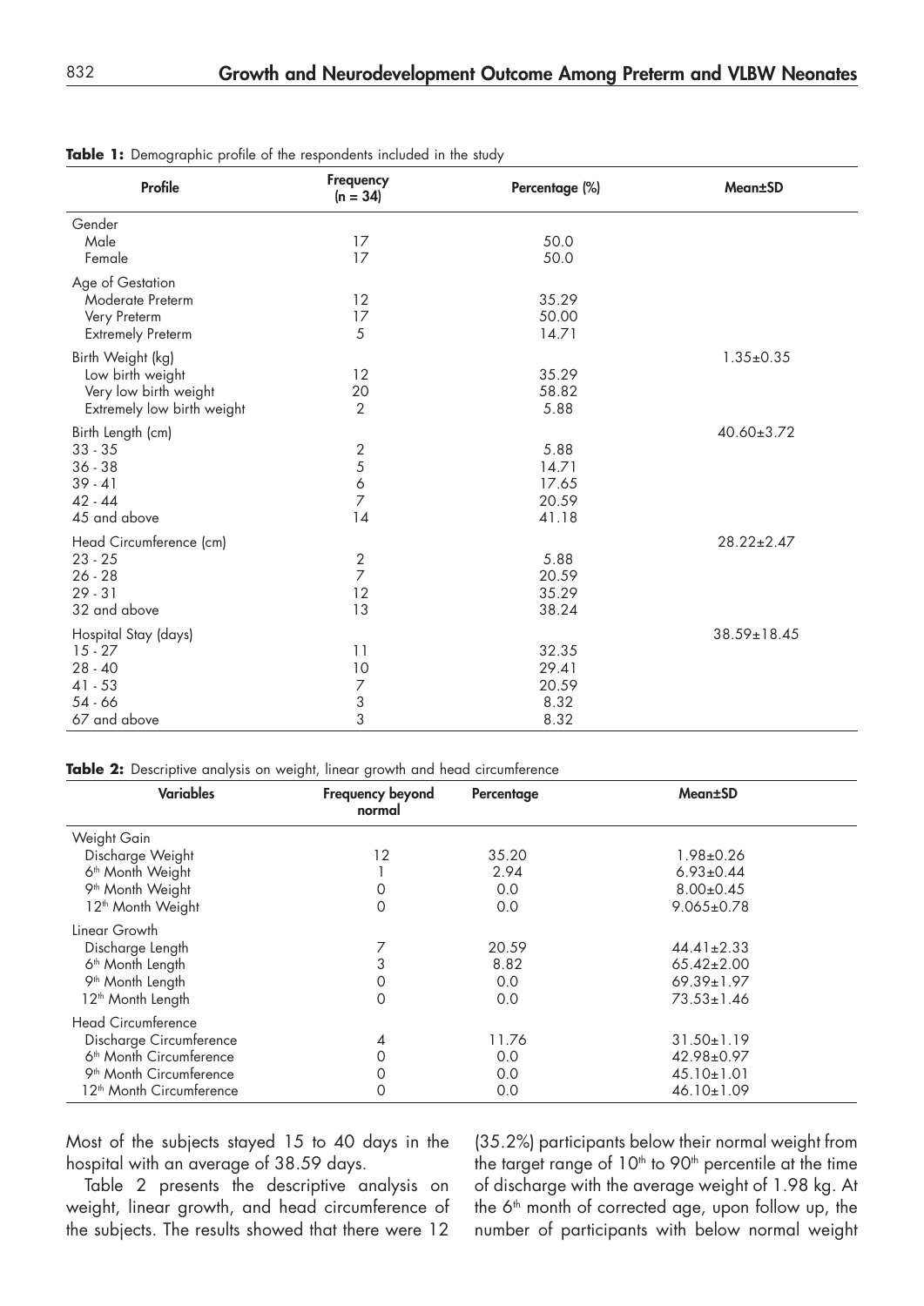**Table 1:** Demographic profile of the respondents included in the study

| Profile | Frequency (n = 34) | Percentage (%) | Mean±SD |
|---|---|---|---|
| Gender | | | |
| Male | 17 | 50.0 | |
| Female | 17 | 50.0 | |
| Age of Gestation | | | |
| Moderate Preterm | 12 | 35.29 | |
| Very Preterm | 17 | 50.00 | |
| Extremely Preterm | 5 | 14.71 | |
| Birth Weight (kg) | | | 1.35±0.35 |
| Low birth weight | 12 | 35.29 | |
| Very low birth weight | 20 | 58.82 | |
| Extremely low birth weight | 2 | 5.88 | |
| Birth Length (cm) | | | 40.60±3.72 |
| 33 - 35 | 2 | 5.88 | |
| 36 - 38 | 5 | 14.71 | |
| 39 - 41 | 6 | 17.65 | |
| 42 - 44 | 7 | 20.59 | |
| 45 and above | 14 | 41.18 | |
| Head Circumference (cm) | | | 28.22±2.47 |
| 23 - 25 | 2 | 5.88 | |
| 26 - 28 | 7 | 20.59 | |
| 29 - 31 | 12 | 35.29 | |
| 32 and above | 13 | 38.24 | |
| Hospital Stay (days) | | | 38.59±18.45 |
| 15 - 27 | 11 | 32.35 | |
| 28 - 40 | 10 | 29.41 | |
| 41 - 53 | 7 | 20.59 | |
| 54 - 66 | 3 | 8.32 | |
| 67 and above | 3 | 8.32 | |

**Table 2:** Descriptive analysis on weight, linear growth and head circumference

| Variables | Frequency beyond normal | Percentage | Mean±SD |
|---|---|---|---|
| Weight Gain | | | |
| Discharge Weight | 12 | 35.20 | 1.98±0.26 |
| 6th Month Weight | 1 | 2.94 | 6.93±0.44 |
| 9th Month Weight | 0 | 0.0 | 8.00±0.45 |
| 12th Month Weight | 0 | 0.0 | 9.065±0.78 |
| Linear Growth | | | |
| Discharge Length | 7 | 20.59 | 44.41±2.33 |
| 6th Month Length | 3 | 8.82 | 65.42±2.00 |
| 9th Month Length | 0 | 0.0 | 69.39±1.97 |
| 12th Month Length | 0 | 0.0 | 73.53±1.46 |
| Head Circumference | | | |
| Discharge Circumference | 4 | 11.76 | 31.50±1.19 |
| 6th Month Circumference | 0 | 0.0 | 42.98±0.97 |
| 9th Month Circumference | 0 | 0.0 | 45.10±1.01 |
| 12th Month Circumference | 0 | 0.0 | 46.10±1.09 |

Most of the subjects stayed 15 to 40 days in the hospital with an average of 38.59 days.

Table 2 presents the descriptive analysis on weight, linear growth, and head circumference of the subjects. The results showed that there were 12 (35.2%) participants below their normal weight from the target range of 10th to 90th percentile at the time of discharge with the average weight of 1.98 kg. At the 6th month of corrected age, upon follow up, the number of participants with below normal weight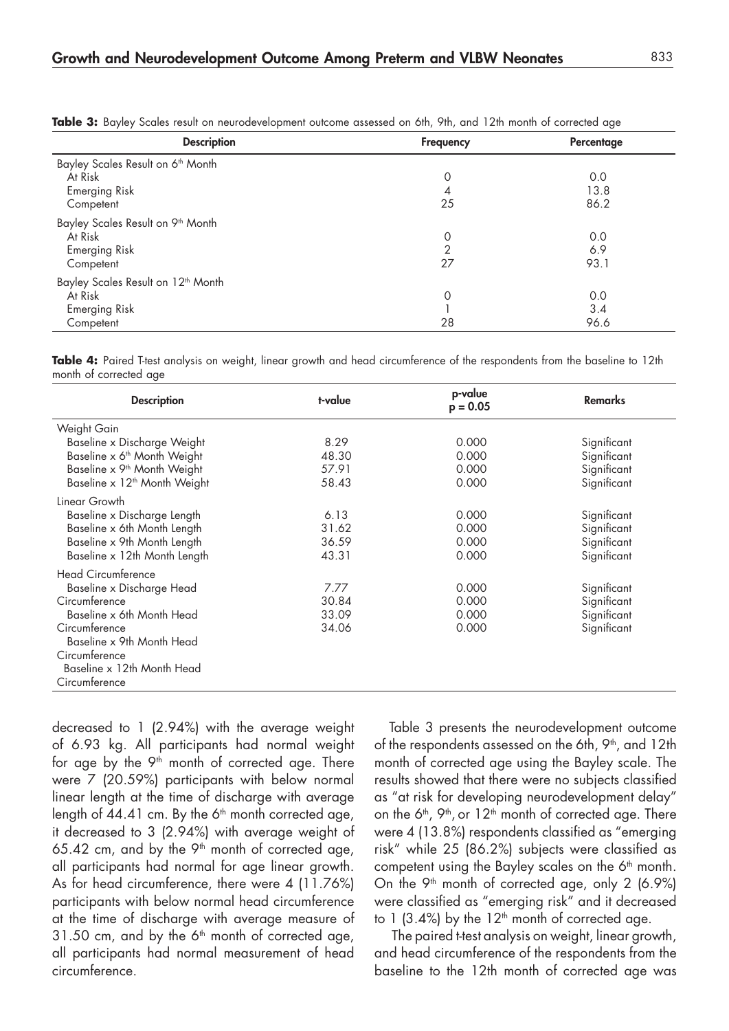**Table 3:** Bayley Scales result on neurodevelopment outcome assessed on 6th, 9th, and 12th month of corrected age

| Description | Frequency | Percentage |
|---|---|---|
| Bayley Scales Result on 6th Month | | |
| At Risk | 0 | 0.0 |
| Emerging Risk | 4 | 13.8 |
| Competent | 25 | 86.2 |
| Bayley Scales Result on 9th Month | | |
| At Risk | 0 | 0.0 |
| Emerging Risk | 2 | 6.9 |
| Competent | 27 | 93.1 |
| Bayley Scales Result on 12th Month | | |
| At Risk | 0 | 0.0 |
| Emerging Risk | 1 | 3.4 |
| Competent | 28 | 96.6 |

**Table 4:** Paired T-test analysis on weight, linear growth and head circumference of the respondents from the baseline to 12th month of corrected age

| Description | t-value | p-value $p = 0.05$ | Remarks |
|---|---|---|---|
| Weight Gain | | | |
| Baseline x Discharge Weight | 8.29 | 0.000 | Significant |
| Baseline x 6th Month Weight | 48.30 | 0.000 | Significant |
| Baseline x 9th Month Weight | 57.91 | 0.000 | Significant |
| Baseline x 12th Month Weight | 58.43 | 0.000 | Significant |
| Linear Growth | | | |
| Baseline x Discharge Length | 6.13 | 0.000 | Significant |
| Baseline x 6th Month Length | 31.62 | 0.000 | Significant |
| Baseline x 9th Month Length | 36.59 | 0.000 | Significant |
| Baseline x 12th Month Length | 43.31 | 0.000 | Significant |
| Head Circumference | | | |
| Baseline x Discharge Head Circumference | 7.77 | 0.000 | Significant |
| Baseline x 6th Month Head Circumference | 30.84 | 0.000 | Significant |
| Baseline x 9th Month Head Circumference | 33.09 | 0.000 | Significant |
| Baseline x 12th Month Head Circumference | 34.06 | 0.000 | Significant |

decreased to 1 (2.94%) with the average weight of 6.93 kg. All participants had normal weight for age by the 9th month of corrected age. There were 7 (20.59%) participants with below normal linear length at the time of discharge with average length of 44.41 cm. By the 6th month corrected age, it decreased to 3 (2.94%) with average weight of 65.42 cm, and by the 9th month of corrected age, all participants had normal for age linear growth. As for head circumference, there were 4 (11.76%) participants with below normal head circumference at the time of discharge with average measure of 31.50 cm, and by the 6th month of corrected age, all participants had normal measurement of head circumference.

Table 3 presents the neurodevelopment outcome of the respondents assessed on the 6th, 9th, and 12th month of corrected age using the Bayley scale. The results showed that there were no subjects classified as "at risk for developing neurodevelopment delay" on the 6th, 9th, or 12th month of corrected age. There were 4 (13.8%) respondents classified as "emerging risk" while 25 (86.2%) subjects were classified as competent using the Bayley scales on the 6th month. On the 9th month of corrected age, only 2 (6.9%) were classified as "emerging risk" and it decreased to 1 (3.4%) by the 12th month of corrected age.

The paired t-test analysis on weight, linear growth, and head circumference of the respondents from the baseline to the 12th month of corrected age was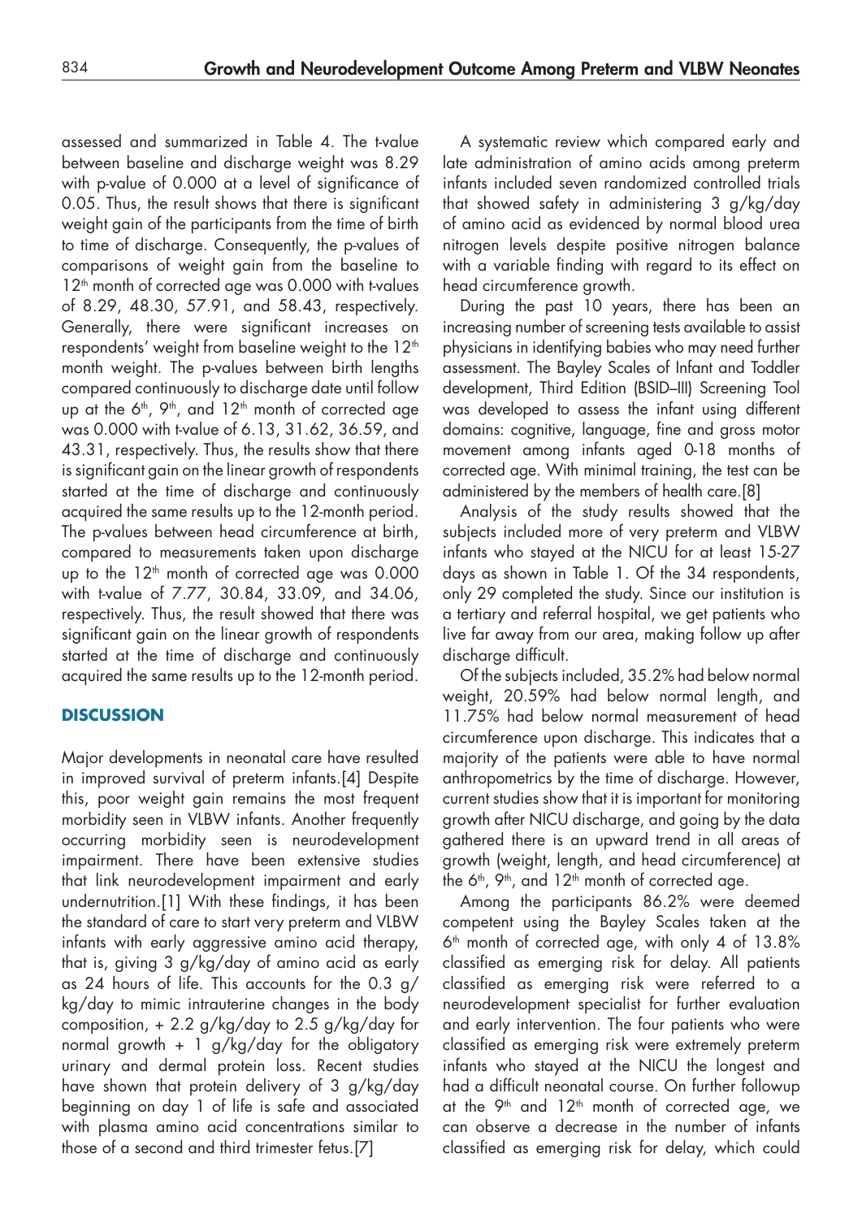assessed and summarized in Table 4. The t-value between baseline and discharge weight was 8.29 with p-value of 0.000 at a level of significance of 0.05. Thus, the result shows that there is significant weight gain of the participants from the time of birth to time of discharge. Consequently, the p-values of comparisons of weight gain from the baseline to 12th month of corrected age was 0.000 with t-values of 8.29, 48.30, 57.91, and 58.43, respectively. Generally, there were significant increases on respondents' weight from baseline weight to the 12th month weight. The p-values between birth lengths compared continuously to discharge date until follow up at the 6th, 9th, and 12th month of corrected age was 0.000 with t-value of 6.13, 31.62, 36.59, and 43.31, respectively. Thus, the results show that there is significant gain on the linear growth of respondents started at the time of discharge and continuously acquired the same results up to the 12-month period. The p-values between head circumference at birth, compared to measurements taken upon discharge up to the 12th month of corrected age was 0.000 with t-value of 7.77, 30.84, 33.09, and 34.06, respectively. Thus, the result showed that there was significant gain on the linear growth of respondents started at the time of discharge and continuously acquired the same results up to the 12-month period.

## DISCUSSION

Major developments in neonatal care have resulted in improved survival of preterm infants.[4] Despite this, poor weight gain remains the most frequent morbidity seen in VLBW infants. Another frequently occurring morbidity seen is neurodevelopment impairment. There have been extensive studies that link neurodevelopment impairment and early undernutrition.[1] With these findings, it has been the standard of care to start very preterm and VLBW infants with early aggressive amino acid therapy, that is, giving 3 g/kg/day of amino acid as early as 24 hours of life. This accounts for the 0.3 g/kg/day to mimic intrauterine changes in the body composition, + 2.2 g/kg/day to 2.5 g/kg/day for normal growth + 1 g/kg/day for the obligatory urinary and dermal protein loss. Recent studies have shown that protein delivery of 3 g/kg/day beginning on day 1 of life is safe and associated with plasma amino acid concentrations similar to those of a second and third trimester fetus.[7]

A systematic review which compared early and late administration of amino acids among preterm infants included seven randomized controlled trials that showed safety in administering 3 g/kg/day of amino acid as evidenced by normal blood urea nitrogen levels despite positive nitrogen balance with a variable finding with regard to its effect on head circumference growth.

During the past 10 years, there has been an increasing number of screening tests available to assist physicians in identifying babies who may need further assessment. The Bayley Scales of Infant and Toddler development, Third Edition (BSID–III) Screening Tool was developed to assess the infant using different domains: cognitive, language, fine and gross motor movement among infants aged 0-18 months of corrected age. With minimal training, the test can be administered by the members of health care.[8]

Analysis of the study results showed that the subjects included more of very preterm and VLBW infants who stayed at the NICU for at least 15-27 days as shown in Table 1. Of the 34 respondents, only 29 completed the study. Since our institution is a tertiary and referral hospital, we get patients who live far away from our area, making follow up after discharge difficult.

Of the subjects included, 35.2% had below normal weight, 20.59% had below normal length, and 11.75% had below normal measurement of head circumference upon discharge. This indicates that a majority of the patients were able to have normal anthropometrics by the time of discharge. However, current studies show that it is important for monitoring growth after NICU discharge, and going by the data gathered there is an upward trend in all areas of growth (weight, length, and head circumference) at the 6th, 9th, and 12th month of corrected age.

Among the participants 86.2% were deemed competent using the Bayley Scales taken at the 6th month of corrected age, with only 4 of 13.8% classified as emerging risk for delay. All patients classified as emerging risk were referred to a neurodevelopment specialist for further evaluation and early intervention. The four patients who were classified as emerging risk were extremely preterm infants who stayed at the NICU the longest and had a difficult neonatal course. On further followup at the 9th and 12th month of corrected age, we can observe a decrease in the number of infants classified as emerging risk for delay, which could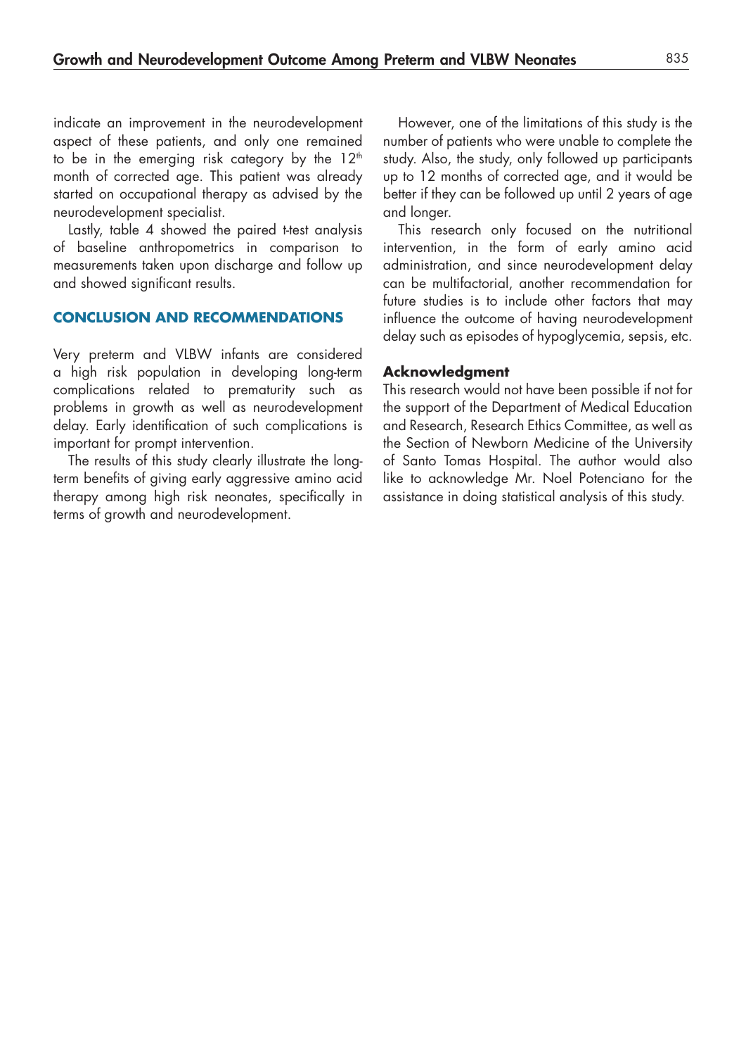indicate an improvement in the neurodevelopment aspect of these patients, and only one remained to be in the emerging risk category by the $12^{th}$ month of corrected age. This patient was already started on occupational therapy as advised by the neurodevelopment specialist.

Lastly, table 4 showed the paired t-test analysis of baseline anthropometrics in comparison to measurements taken upon discharge and follow up and showed significant results.

## CONCLUSION AND RECOMMENDATIONS

Very preterm and VLBW infants are considered a high risk population in developing long-term complications related to prematurity such as problems in growth as well as neurodevelopment delay. Early identification of such complications is important for prompt intervention.

The results of this study clearly illustrate the long-term benefits of giving early aggressive amino acid therapy among high risk neonates, specifically in terms of growth and neurodevelopment.

However, one of the limitations of this study is the number of patients who were unable to complete the study. Also, the study, only followed up participants up to 12 months of corrected age, and it would be better if they can be followed up until 2 years of age and longer.

This research only focused on the nutritional intervention, in the form of early amino acid administration, and since neurodevelopment delay can be multifactorial, another recommendation for future studies is to include other factors that may influence the outcome of having neurodevelopment delay such as episodes of hypoglycemia, sepsis, etc.

### Acknowledgment

This research would not have been possible if not for the support of the Department of Medical Education and Research, Research Ethics Committee, as well as the Section of Newborn Medicine of the University of Santo Tomas Hospital. The author would also like to acknowledge Mr. Noel Potenciano for the assistance in doing statistical analysis of this study.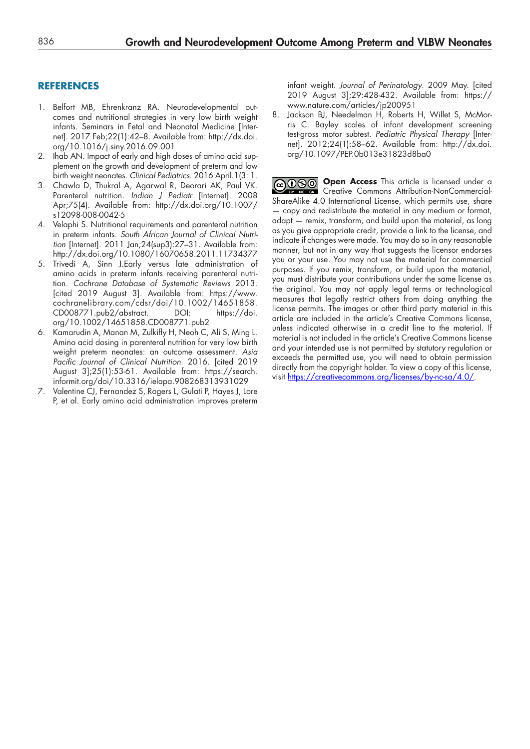## REFERENCES

1. Belfort MB, Ehrenkranz RA. Neurodevelopmental outcomes and nutritional strategies in very low birth weight infants. Seminars in Fetal and Neonatal Medicine [Internet]. 2017 Feb;22(1):42–8. Available from: http://dx.doi.org/10.1016/j.siny.2016.09.001
2. Ihab AN. Impact of early and high doses of amino acid supplement on the growth and development of preterm and low birth weight neonates. *Clinical Pediatrics*. 2016 April.1(3: 1.
3. Chawla D, Thukral A, Agarwal R, Deorari AK, Paul VK. Parenteral nutrition. *Indian J Pediatr* [Internet]. 2008 Apr;75(4). Available from: http://dx.doi.org/10.1007/s12098-008-0042-5
4. Velaphi S. Nutritional requirements and parenteral nutrition in preterm infants. *South African Journal of Clinical Nutrition* [Internet]. 2011 Jan;24(sup3):27–31. Available from: http://dx.doi.org/10.1080/16070658.2011.11734377
5. Trivedi A, Sinn J.Early versus late administration of amino acids in preterm infants receiving parenteral nutrition. *Cochrane Database of Systematic Reviews* 2013. [cited 2019 August 3]. Available from: https://www.cochranelibrary.com/cdsr/doi/10.1002/14651858.CD008771.pub2/abstract. DOI: https://doi.org/10.1002/14651858.CD008771.pub2
6. Kamarudin A, Manan M, Zulkifly H, Neoh C, Ali S, Ming L. Amino acid dosing in parenteral nutrition for very low birth weight preterm neonates: an outcome assessment. *Asia Pacific Journal of Clinical Nutrition*. 2016. [cited 2019 August 3];25(1):53-61. Available from: https://search.informit.org/doi/10.3316/ielapa.908268313931029
7. Valentine CJ, Fernandez S, Rogers L, Gulati P, Hayes J, Lore P, et al. Early amino acid administration improves preterm infant weight. *Journal of Perinatology*. 2009 May. [cited 2019 August 3];29:428-432. Available from: https://www.nature.com/articles/jp200951
8. Jackson BJ, Needelman H, Roberts H, Willet S, McMorris C. Bayley scales of infant development screening test-gross motor subtest. *Pediatric Physical Therapy* [Internet]. 2012;24(1):58–62. Available from: http://dx.doi.org/10.1097/PEP.0b013e31823d8ba0

**Open Access** This article is licensed under a Creative Commons Attribution-NonCommercial-ShareAlike 4.0 International License, which permits use, share — copy and redistribute the material in any medium or format, adapt — remix, transform, and build upon the material, as long as you give appropriate credit, provide a link to the license, and indicate if changes were made. You may do so in any reasonable manner, but not in any way that suggests the licensor endorses you or your use. You may not use the material for commercial purposes. If you remix, transform, or build upon the material, you must distribute your contributions under the same license as the original. You may not apply legal terms or technological measures that legally restrict others from doing anything the license permits. The images or other third party material in this article are included in the article's Creative Commons license, unless indicated otherwise in a credit line to the material. If material is not included in the article's Creative Commons license and your intended use is not permitted by statutory regulation or exceeds the permitted use, you will need to obtain permission directly from the copyright holder. To view a copy of this license, visit https://creativecommons.org/licenses/by-nc-sa/4.0/.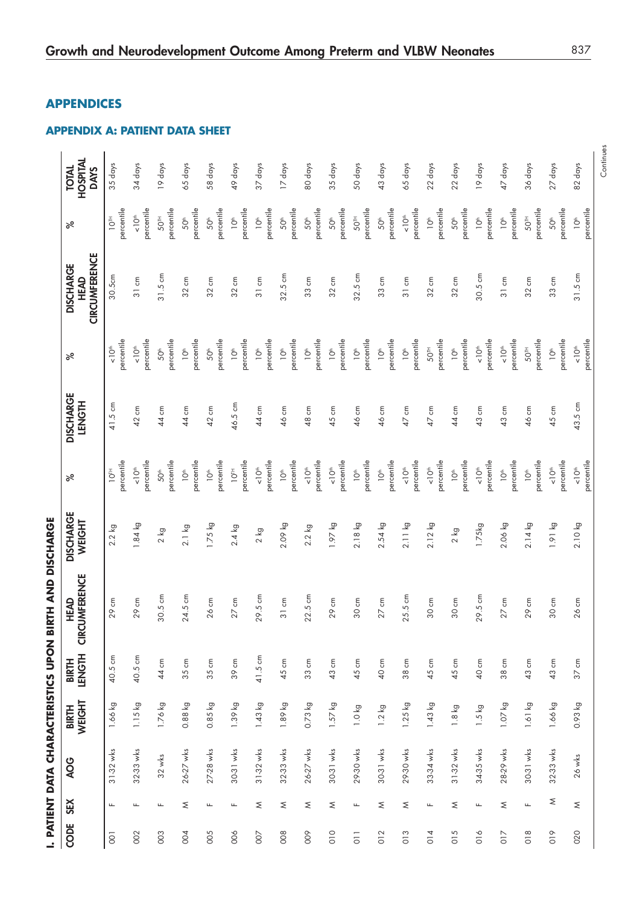## APPENDICES

### APPENDIX A: PATIENT DATA SHEET

#### I. PATIENT DATA CHARACTERISTICS UPON BIRTH AND DISCHARGE

| CODE | SEX | AOG | BIRTH WEIGHT | BIRTH LENGTH | HEAD CIRCUMFERENCE | DISCHARGE WEIGHT | % | DISCHARGE LENGTH | % | DISCHARGE HEAD CIRCUMFERENCE | % | TOTAL HOSPITAL DAYS |
|---|---|---|---|---|---|---|---|---|---|---|---|---|
| 001 | F | 31-32 wks | 1.66 kg | 40.5 cm | 29 cm | 2.2 kg | 10TH percentile | 41.5 cm | <10th percentile | 30.5cm | 10TH percentile | 35 days |
| 002 | F | 32-33 wks | 1.15 kg | 40.5 cm | 29 cm | 1.84 kg | <10th percentile | 42 cm | <10th percentile | 31 cm | <10th percentile | 34 days |
| 003 | F | 32 wks | 1.76 kg | 44 cm | 30.5 cm | 2 kg | 50th percentile | 44 cm | 50th percentile | 31.5 cm | 50TH percentile | 19 days |
| 004 | M | 26-27 wks | 0.88 kg | 35 cm | 24.5 cm | 2.1 kg | 10th percentile | 44 cm | 10th percentile | 32 cm | 50th percentile | 65 days |
| 005 | F | 27-28 wks | 0.85 kg | 35 cm | 26 cm | 1.75 kg | 10th percentile | 42 cm | 50th percentile | 32 cm | 50th percentile | 58 days |
| 006 | F | 30-31 wks | 1.39 kg | 39 cm | 27 cm | 2.4 kg | 10TH percentile | 46.5 cm | 10th percentile | 32 cm | 10th percentile | 49 days |
| 007 | M | 31-32 wks | 1.43 kg | 41.5 cm | 29.5 cm | 2 kg | <10th percentile | 44 cm | 10th percentile | 31 cm | 10th percentile | 37 days |
| 008 | M | 32-33 wks | 1.89 kg | 45 cm | 31 cm | 2.09 kg | 10th percentile | 46 cm | 10th percentile | 32.5 cm | 50th percentile | 17 days |
| 009 | M | 26-27 wks | 0.73 kg | 33 cm | 22.5 cm | 2.2 kg | <10th percentile | 48 cm | 10th percentile | 33 cm | 50th percentile | 80 days |
| 010 | M | 30-31 wks | 1.57 kg | 43 cm | 29 cm | 1.97 kg | <10th percentile | 45 cm | 10th percentile | 32 cm | 50th percentile | 35 days |
| 011 | F | 29-30 wks | 1.0 kg | 45 cm | 30 cm | 2.18 kg | 10th percentile | 46 cm | 10th percentile | 32.5 cm | 50TH percentile | 50 days |
| 012 | M | 30-31 wks | 1.2 kg | 40 cm | 27 cm | 2.54 kg | 10th percentile | 46 cm | 10th percentile | 33 cm | 50th percentile | 43 days |
| 013 | M | 29-30 wks | 1.25 kg | 38 cm | 25.5 cm | 2.11 kg | <10th percentile | 47 cm | 10th percentile | 31 cm | <10th percentile | 65 days |
| 014 | F | 33-34 wks | 1.43 kg | 45 cm | 30 cm | 2.12 kg | <10th percentile | 47 cm | 50TH percentile | 32 cm | 10th percentile | 22 days |
| 015 | M | 31-32 wks | 1.8 kg | 45 cm | 30 cm | 2 kg | 10th percentile | 44 cm | 10th percentile | 32 cm | 50th percentile | 22 days |
| 016 | F | 34-35 wks | 1.5 kg | 40 cm | 29.5 cm | 1.75kg | <10th percentile | 43 cm | <10th percentile | 30.5 cm | 10th percentile | 19 days |
| 017 | M | 28-29 wks | 1.07 kg | 38 cm | 27 cm | 2.06 kg | 10th percentile | 43 cm | <10th percentile | 31 cm | 10th percentile | 47 days |
| 018 | F | 30-31 wks | 1.61 kg | 43 cm | 29 cm | 2.14 kg | 10th percentile | 46 cm | 50TH percentile | 32 cm | 50TH percentile | 36 days |
| 019 | M | 32-33 wks | 1.66 kg | 43 cm | 30 cm | 1.91 kg | <10th percentile | 45 cm | 10th percentile | 33 cm | 50th percentile | 27 days |
| 020 | M | 26 wks | 0.93 kg | 37 cm | 26 cm | 2.10 kg | <10th percentile | 43.5 cm | <10th percentile | 31.5 cm | 10th percentile | 82 days |

Continues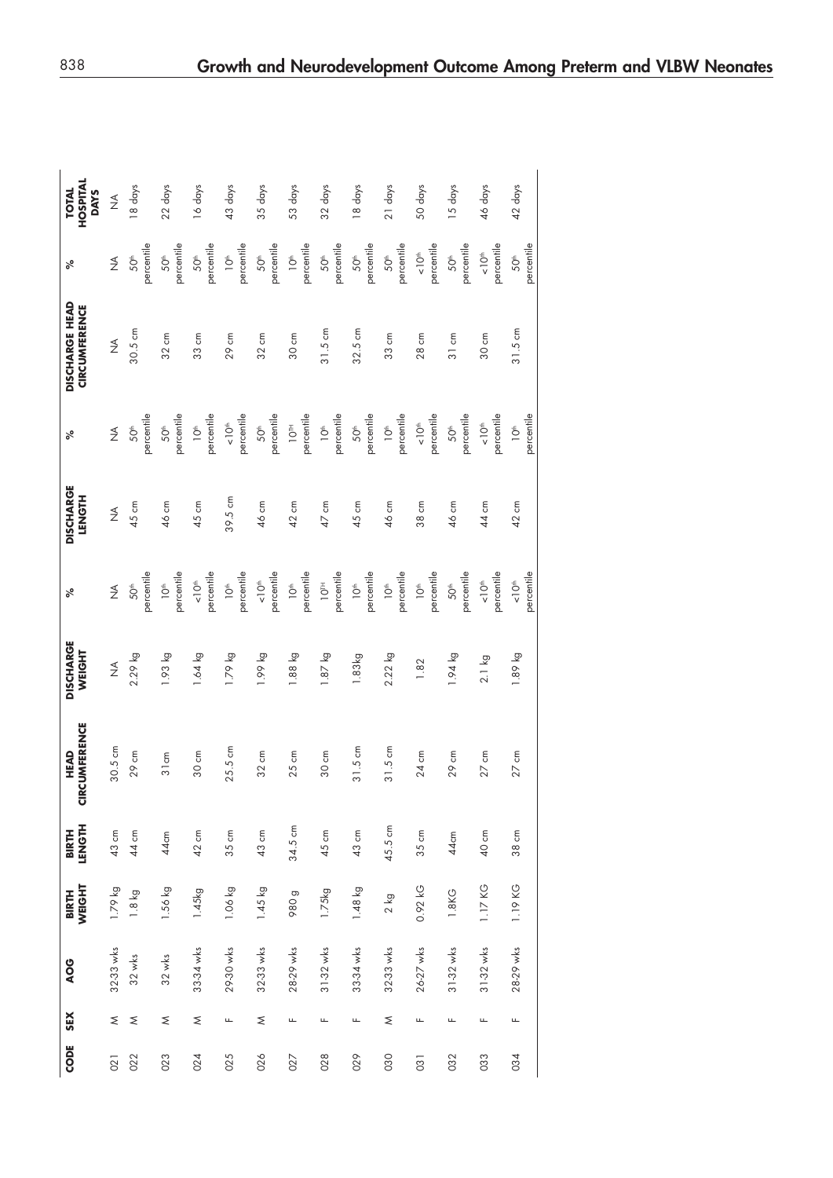| CODE | SEX | AOG | BIRTH WEIGHT | BIRTH LENGTH | HEAD CIRCUMFERENCE | DISCHARGE WEIGHT | % | DISCHARGE LENGTH | % | DISCHARGE HEAD CIRCUMFERENCE | % | TOTAL HOSPITAL DAYS |
|---|---|---|---|---|---|---|---|---|---|---|---|---|
| 021 | M | 32-33 wks | 1.79 kg | 43 cm | 30.5 cm | NA | NA | NA | NA | NA | NA | NA |
| 022 | M | 32 wks | 1.8 kg | 44 cm | 29 cm | 2.29 kg | 50th percentile | 45 cm | 50th percentile | 30.5 cm | 50th percentile | 18 days |
| 023 | M | 32 wks | 1.56 kg | 44cm | 31cm | 1.93 kg | 10th percentile | 46 cm | 50th percentile | 32 cm | 50th percentile | 22 days |
| 024 | M | 33-34 wks | 1.45kg | 42 cm | 30 cm | 1.64 kg | <10th percentile | 45 cm | 10th percentile | 33 cm | 50th percentile | 16 days |
| 025 | F | 29-30 wks | 1.06 kg | 35 cm | 25.5 cm | 1.79 kg | 10th percentile | 39.5 cm | <10th percentile | 29 cm | 10th percentile | 43 days |
| 026 | M | 32-33 wks | 1.45 kg | 43 cm | 32 cm | 1.99 kg | <10th percentile | 46 cm | 50th percentile | 32 cm | 50th percentile | 35 days |
| 027 | F | 28-29 wks | 980 g | 34.5 cm | 25 cm | 1.88 kg | 10th percentile | 42 cm | 10TH percentile | 30 cm | 10th percentile | 53 days |
| 028 | F | 31-32 wks | 1.75kg | 45 cm | 30 cm | 1.87 kg | 10TH percentile | 47 cm | 10th percentile | 31.5 cm | 50th percentile | 32 days |
| 029 | F | 33-34 wks | 1.48 kg | 43 cm | 31.5 cm | 1.83kg | 10th percentile | 45 cm | 50th percentile | 32.5 cm | 50th percentile | 18 days |
| 030 | M | 32-33 wks | 2 kg | 45.5 cm | 31.5 cm | 2.22 kg | 10th percentile | 46 cm | 10th percentile | 33 cm | 50th percentile | 21 days |
| 031 | F | 26-27 wks | 0.92 KG | 35 cm | 24 cm | 1.82 | 10th percentile | 38 cm | <10th percentile | 28 cm | <10th percentile | 50 days |
| 032 | F | 31-32 wks | 1.8KG | 44cm | 29 cm | 1.94 kg | 50th percentile | 46 cm | 50th percentile | 31 cm | 50th percentile | 15 days |
| 033 | F | 31-32 wks | 1.17 KG | 40 cm | 27 cm | 2.1 kg | <10th percentile | 44 cm | <10th percentile | 30 cm | <10th percentile | 46 days |
| 034 | F | 28-29 wks | 1.19 KG | 38 cm | 27 cm | 1.89 kg | <10th percentile | 42 cm | 10th percentile | 31.5 cm | 50th percentile | 42 days |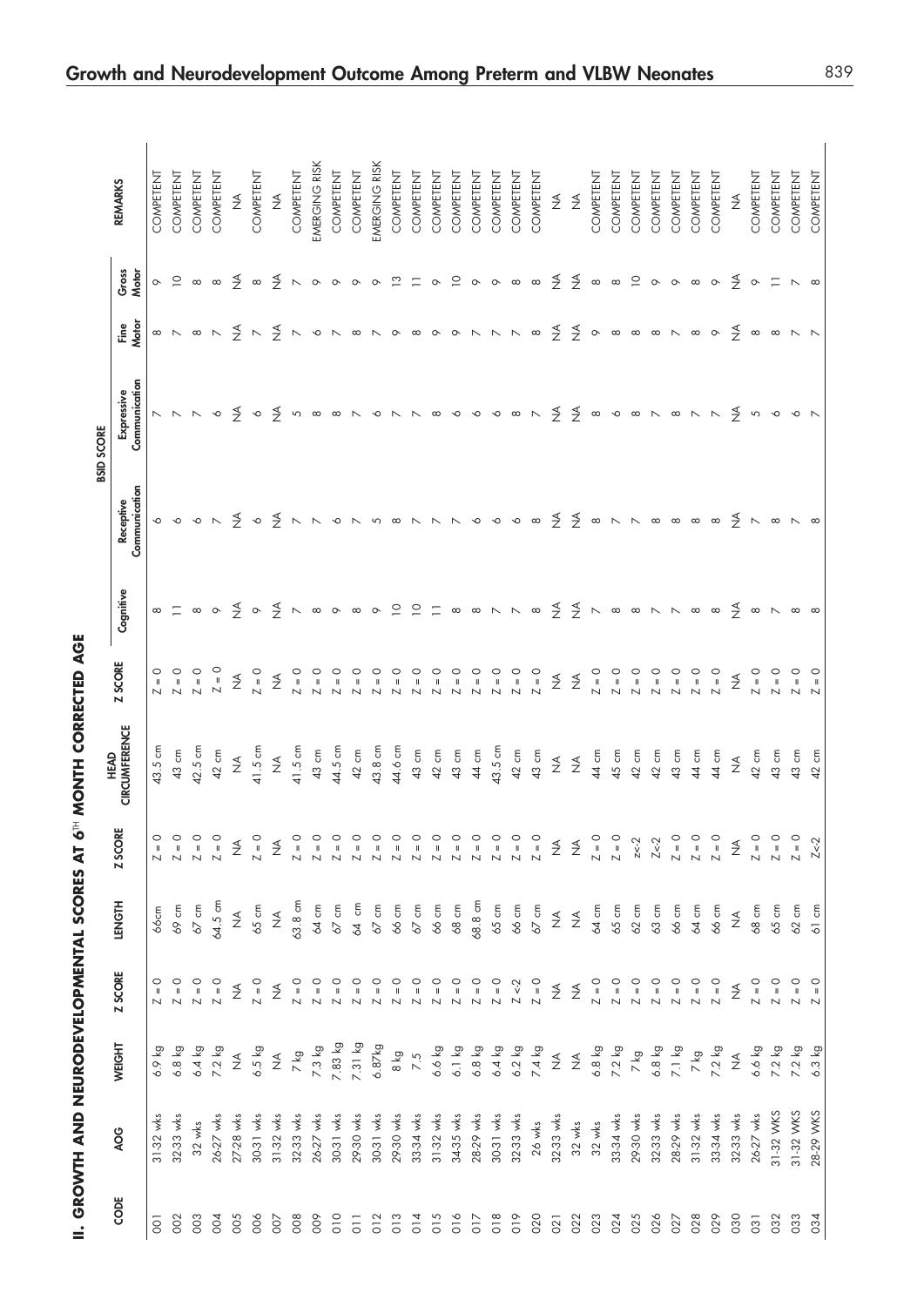## II. GROWTH AND NEURODEVELOPMENTAL SCORES AT 6TH MONTH CORRECTED AGE

| CODE | AOG | WEIGHT | Z SCORE | LENGTH | Z SCORE | HEAD CIRCUMFERENCE | Z SCORE | BSID SCORE | | | | | REMARKS |
|---|---|---|---|---|---|---|---|---|---|---|---|---|---|
| | | | | | | | | Cognitive | Receptive Communication | Expressive Communication | Fine Motor | Gross Motor | |
| 001 | 31-32 wks | 6.9 kg | Z = 0 | 66cm | Z = 0 | 43.5 cm | Z = 0 | 8 | 6 | 7 | 8 | 9 | COMPETENT |
| 002 | 32-33 wks | 6.8 kg | Z = 0 | 69 cm | Z = 0 | 43 cm | Z = 0 | 11 | 6 | 7 | 7 | 10 | COMPETENT |
| 003 | 32 wks | 6.4 kg | Z = 0 | 67 cm | Z = 0 | 42.5 cm | Z = 0 | 8 | 6 | 7 | 8 | 8 | COMPETENT |
| 004 | 26-27 wks | 7.2 kg | Z = 0 | 64.5 cm | Z = 0 | 42 cm | Z = 0 | 9 | 7 | 6 | 7 | 8 | COMPETENT |
| 005 | 27-28 wks | NA | NA | NA | NA | NA | NA | NA | NA | NA | NA | NA | NA |
| 006 | 30-31 wks | 6.5 kg | Z = 0 | 65 cm | Z = 0 | 41.5 cm | Z = 0 | 9 | 6 | 6 | 7 | 8 | COMPETENT |
| 007 | 31-32 wks | NA | NA | NA | NA | NA | NA | NA | NA | NA | NA | NA | NA |
| 008 | 32-33 wks | 7 kg | Z = 0 | 63.8 cm | Z = 0 | 41.5 cm | Z = 0 | 7 | 7 | 5 | 7 | 7 | COMPETENT |
| 009 | 26-27 wks | 7.3 kg | Z = 0 | 64 cm | Z = 0 | 43 cm | Z = 0 | 8 | 7 | 8 | 6 | 9 | EMERGING RISK |
| 010 | 30-31 wks | 7.83 kg | Z = 0 | 67 cm | Z = 0 | 44.5 cm | Z = 0 | 9 | 6 | 8 | 7 | 9 | COMPETENT |
| 011 | 29-30 wks | 7.31 kg | Z = 0 | 64 cm | Z = 0 | 42 cm | Z = 0 | 8 | 7 | 7 | 8 | 9 | COMPETENT |
| 012 | 30-31 wks | 6.87kg | Z = 0 | 67 cm | Z = 0 | 43.8 cm | Z = 0 | 9 | 5 | 6 | 7 | 9 | EMERGING RISK |
| 013 | 29-30 wks | 8 kg | Z = 0 | 66 cm | Z = 0 | 44.6 cm | Z = 0 | 10 | 8 | 7 | 9 | 13 | COMPETENT |
| 014 | 33-34 wks | 7.5 | Z = 0 | 67 cm | Z = 0 | 43 cm | Z = 0 | 10 | 7 | 7 | 8 | 11 | COMPETENT |
| 015 | 31-32 wks | 6.6 kg | Z = 0 | 66 cm | Z = 0 | 42 cm | Z = 0 | 11 | 7 | 8 | 9 | 9 | COMPETENT |
| 016 | 34-35 wks | 6.1 kg | Z = 0 | 68 cm | Z = 0 | 43 cm | Z = 0 | 8 | 7 | 6 | 9 | 10 | COMPETENT |
| 017 | 28-29 wks | 6.8 kg | Z = 0 | 68.8 cm | Z = 0 | 44 cm | Z = 0 | 8 | 6 | 6 | 7 | 9 | COMPETENT |
| 018 | 30-31 wks | 6.4 kg | Z = 0 | 65 cm | Z = 0 | 43.5 cm | Z = 0 | 7 | 6 | 6 | 7 | 9 | COMPETENT |
| 019 | 32-33 wks | 6.2 kg | Z <-2 | 66 cm | Z = 0 | 42 cm | Z = 0 | 7 | 6 | 8 | 7 | 8 | COMPETENT |
| 020 | 26 wks | 7.4 kg | Z = 0 | 67 cm | Z = 0 | 43 cm | Z = 0 | 8 | 8 | 7 | 8 | 8 | COMPETENT |
| 021 | 32-33 wks | NA | NA | NA | NA | NA | NA | NA | NA | NA | NA | NA | NA |
| 022 | 32 wks | NA | NA | NA | NA | NA | NA | NA | NA | NA | NA | NA | NA |
| 023 | 32 wks | 6.8 kg | Z = 0 | 64 cm | Z = 0 | 44 cm | Z = 0 | 7 | 8 | 8 | 9 | 8 | COMPETENT |
| 024 | 33-34 wks | 7.2 kg | Z = 0 | 65 cm | Z = 0 | 45 cm | Z = 0 | 8 | 7 | 6 | 8 | 8 | COMPETENT |
| 025 | 29-30 wks | 7 kg | Z = 0 | 62 cm | z<-2 | 42 cm | Z = 0 | 8 | 7 | 8 | 8 | 10 | COMPETENT |
| 026 | 32-33 wks | 6.8 kg | Z = 0 | 63 cm | Z<-2 | 42 cm | Z = 0 | 7 | 8 | 7 | 8 | 9 | COMPETENT |
| 027 | 28-29 wks | 7.1 kg | Z = 0 | 66 cm | Z = 0 | 43 cm | Z = 0 | 7 | 8 | 8 | 7 | 9 | COMPETENT |
| 028 | 31-32 wks | 7 kg | Z = 0 | 64 cm | Z = 0 | 44 cm | Z = 0 | 8 | 8 | 7 | 8 | 8 | COMPETENT |
| 029 | 33-34 wks | 7.2 kg | Z = 0 | 66 cm | Z = 0 | 44 cm | Z = 0 | 8 | 8 | 7 | 9 | 9 | COMPETENT |
| 030 | 32-33 wks | NA | NA | NA | NA | NA | NA | NA | NA | NA | NA | NA | NA |
| 031 | 26-27 wks | 6.6 kg | Z = 0 | 68 cm | Z = 0 | 42 cm | Z = 0 | 8 | 7 | 5 | 8 | 9 | COMPETENT |
| 032 | 31-32 WKS | 7.2 kg | Z = 0 | 65 cm | Z = 0 | 43 cm | Z = 0 | 7 | 8 | 6 | 8 | 11 | COMPETENT |
| 033 | 31-32 WKS | 7.2 kg | Z = 0 | 62 cm | Z = 0 | 43 cm | Z = 0 | 8 | 7 | 6 | 7 | 7 | COMPETENT |
| 034 | 28-29 WKS | 6.3 kg | Z = 0 | 61 cm | Z<-2 | 42 cm | Z = 0 | 8 | 8 | 7 | 7 | 8 | COMPETENT |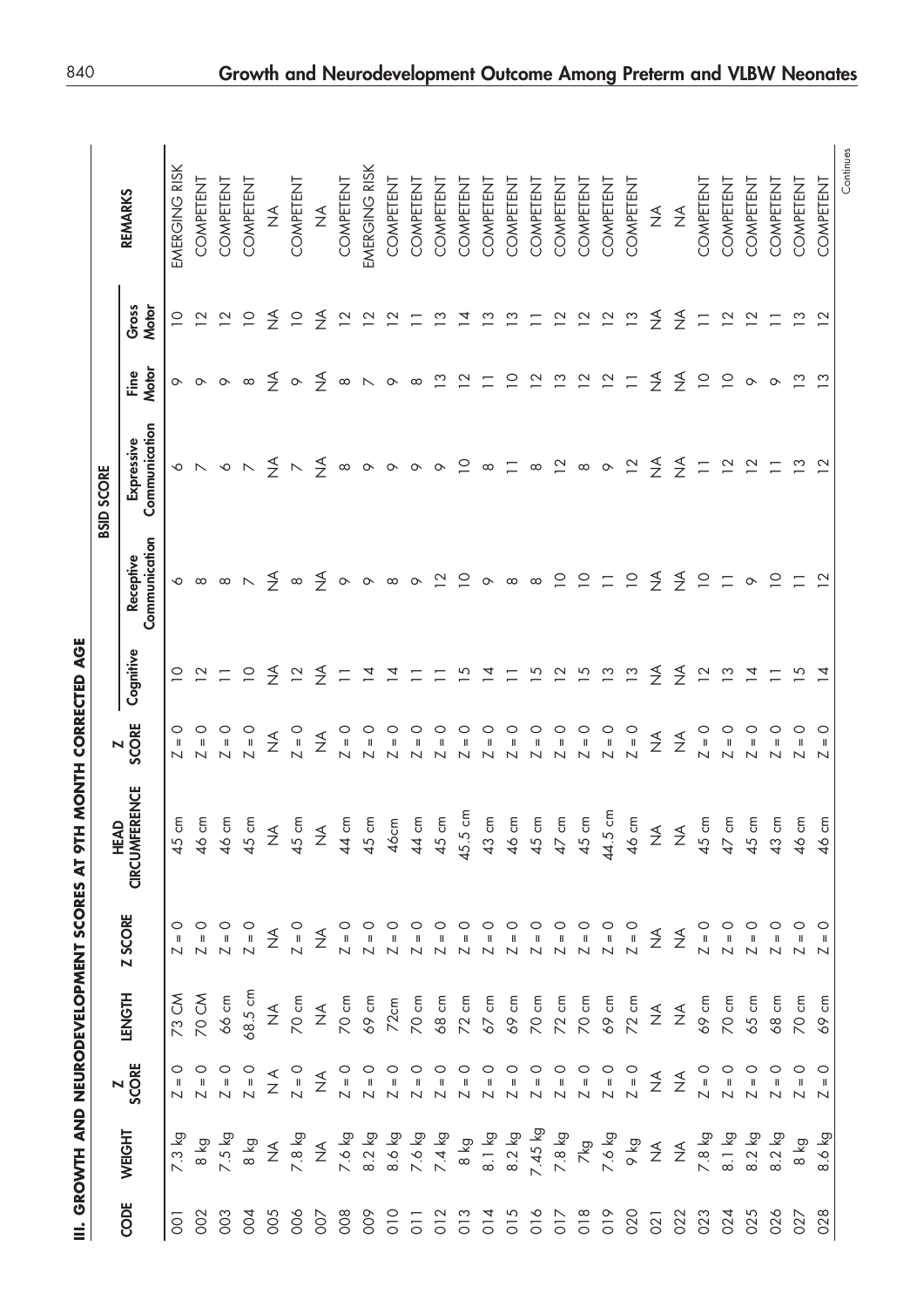## III. GROWTH AND NEURODEVELOPMENT SCORES AT 9TH MONTH CORRECTED AGE

| CODE | WEIGHT | Z SCORE | LENGTH | Z SCORE | HEAD CIRCUMFERENCE | Z SCORE | BSID SCORE | | | | | REMARKS |
|---|---|---|---|---|---|---|---|---|---|---|---|---|
| | | | | | | | Cognitive | Receptive Communication | Expressive Communication | Fine Motor | Gross Motor | |
| 001 | 7.3 kg | Z = 0 | 73 CM | Z = 0 | 45 cm | Z = 0 | 10 | 6 | 6 | 9 | 10 | EMERGING RISK |
| 002 | 8 kg | Z = 0 | 70 CM | Z = 0 | 46 cm | Z = 0 | 12 | 8 | 7 | 9 | 12 | COMPETENT |
| 003 | 7.5 kg | Z = 0 | 66 cm | Z = 0 | 46 cm | Z = 0 | 11 | 8 | 6 | 9 | 12 | COMPETENT |
| 004 | 8 kg | Z = 0 | 68.5 cm | Z = 0 | 45 cm | Z = 0 | 10 | 7 | 7 | 8 | 10 | COMPETENT |
| 005 | NA | NA | NA | NA | NA | NA | NA | NA | NA | NA | NA | NA |
| 006 | 7.8 kg | Z = 0 | 70 cm | Z = 0 | 45 cm | Z = 0 | 12 | 8 | 7 | 9 | 10 | COMPETENT |
| 007 | NA | NA | NA | NA | NA | NA | NA | NA | NA | NA | NA | NA |
| 008 | 7.6 kg | Z = 0 | 70 cm | Z = 0 | 44 cm | Z = 0 | 11 | 9 | 8 | 8 | 12 | COMPETENT |
| 009 | 8.2 kg | Z = 0 | 69 cm | Z = 0 | 45 cm | Z = 0 | 14 | 9 | 9 | 7 | 12 | EMERGING RISK |
| 010 | 8.6 kg | Z = 0 | 72cm | Z = 0 | 46cm | Z = 0 | 14 | 8 | 9 | 9 | 12 | COMPETENT |
| 011 | 7.6 kg | Z = 0 | 70 cm | Z = 0 | 44 cm | Z = 0 | 11 | 9 | 9 | 8 | 11 | COMPETENT |
| 012 | 7.4 kg | Z = 0 | 68 cm | Z = 0 | 45 cm | Z = 0 | 11 | 12 | 9 | 13 | 13 | COMPETENT |
| 013 | 8 kg | Z = 0 | 72 cm | Z = 0 | 45.5 cm | Z = 0 | 15 | 10 | 10 | 12 | 14 | COMPETENT |
| 014 | 8.1 kg | Z = 0 | 67 cm | Z = 0 | 43 cm | Z = 0 | 14 | 9 | 8 | 11 | 13 | COMPETENT |
| 015 | 8.2 kg | Z = 0 | 69 cm | Z = 0 | 46 cm | Z = 0 | 11 | 8 | 11 | 10 | 13 | COMPETENT |
| 016 | 7.45 kg | Z = 0 | 70 cm | Z = 0 | 45 cm | Z = 0 | 15 | 8 | 8 | 12 | 11 | COMPETENT |
| 017 | 7.8 kg | Z = 0 | 72 cm | Z = 0 | 47 cm | Z = 0 | 12 | 10 | 12 | 13 | 12 | COMPETENT |
| 018 | 7kg | Z = 0 | 70 cm | Z = 0 | 45 cm | Z = 0 | 15 | 10 | 8 | 12 | 12 | COMPETENT |
| 019 | 7.6 kg | Z = 0 | 69 cm | Z = 0 | 44.5 cm | Z = 0 | 13 | 11 | 9 | 12 | 12 | COMPETENT |
| 020 | 9 kg | Z = 0 | 72 cm | Z = 0 | 46 cm | Z = 0 | 13 | 10 | 12 | 11 | 13 | COMPETENT |
| 021 | NA | NA | NA | NA | NA | NA | NA | NA | NA | NA | NA | NA |
| 022 | NA | NA | NA | NA | NA | NA | NA | NA | NA | NA | NA | NA |
| 023 | 7.8 kg | Z = 0 | 69 cm | Z = 0 | 45 cm | Z = 0 | 12 | 10 | 11 | 10 | 11 | COMPETENT |
| 024 | 8.1 kg | Z = 0 | 70 cm | Z = 0 | 47 cm | Z = 0 | 13 | 11 | 12 | 10 | 12 | COMPETENT |
| 025 | 8.2 kg | Z = 0 | 65 cm | Z = 0 | 45 cm | Z = 0 | 14 | 9 | 12 | 9 | 12 | COMPETENT |
| 026 | 8.2 kg | Z = 0 | 68 cm | Z = 0 | 43 cm | Z = 0 | 11 | 10 | 11 | 9 | 11 | COMPETENT |
| 027 | 8 kg | Z = 0 | 70 cm | Z = 0 | 46 cm | Z = 0 | 15 | 11 | 13 | 13 | 13 | COMPETENT |
| 028 | 8.6 kg | Z = 0 | 69 cm | Z = 0 | 46 cm | Z = 0 | 14 | 12 | 12 | 13 | 12 | COMPETENT |

Continues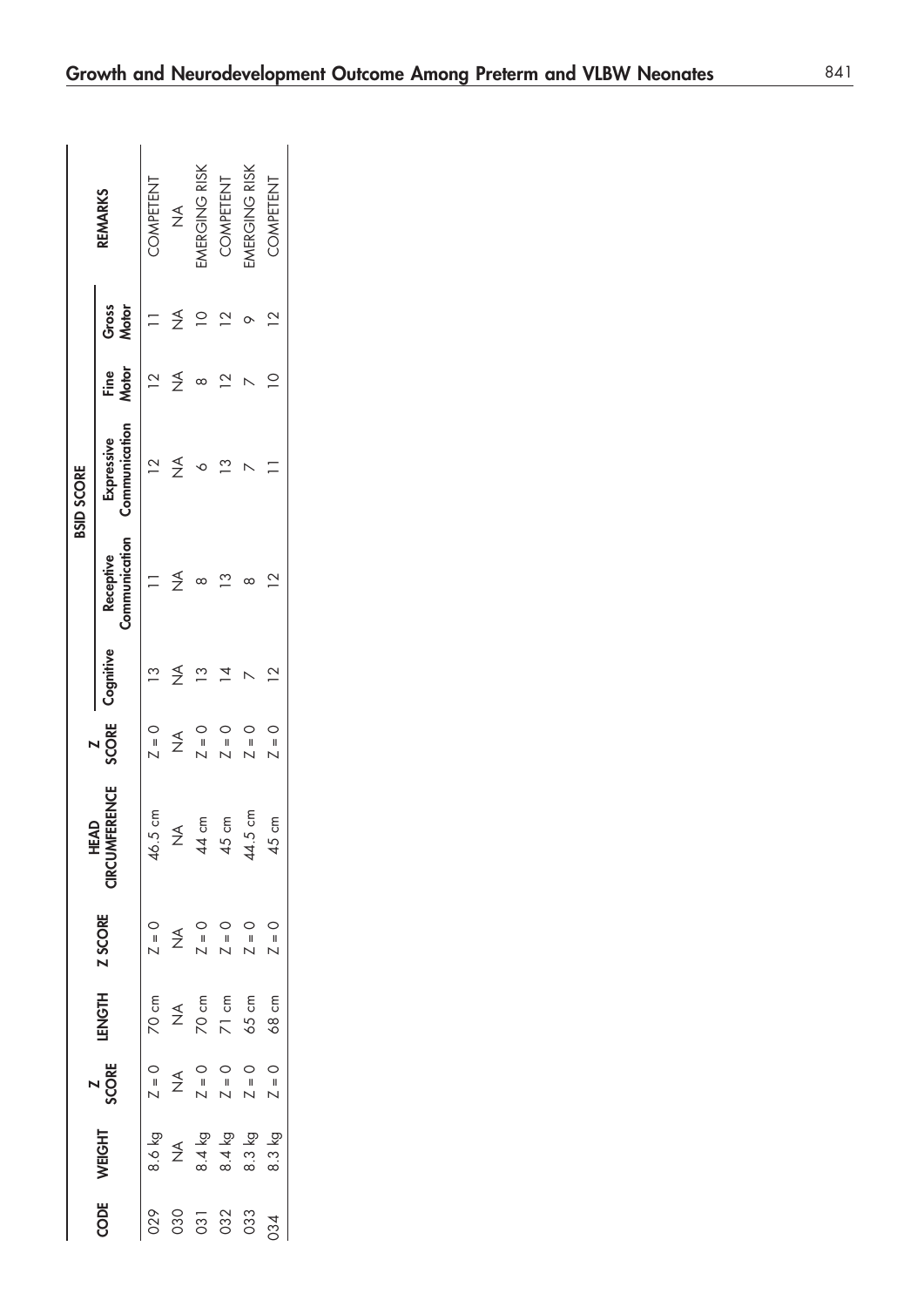| CODE | WEIGHT | Z SCORE | LENGTH | Z SCORE | HEAD CIRCUMFERENCE | Z SCORE | BSID SCORE | | | | | REMARKS |
|---|---|---|---|---|---|---|---|---|---|---|---|---|
| | | | | | | | Cognitive | Receptive Communication | Expressive Communication | Fine Motor | Gross Motor | |
| 029 | 8.6 kg | Z = 0 | 70 cm | Z = 0 | 46.5 cm | Z = 0 | 13 | 11 | 12 | 12 | 11 | COMPETENT |
| 030 | NA | NA | NA | NA | NA | NA | NA | NA | NA | NA | NA | NA |
| 031 | 8.4 kg | Z = 0 | 70 cm | Z = 0 | 44 cm | Z = 0 | 13 | 8 | 6 | 8 | 10 | EMERGING RISK |
| 032 | 8.4 kg | Z = 0 | 71 cm | Z = 0 | 45 cm | Z = 0 | 14 | 13 | 13 | 12 | 12 | COMPETENT |
| 033 | 8.3 kg | Z = 0 | 65 cm | Z = 0 | 44.5 cm | Z = 0 | 7 | 8 | 7 | 7 | 9 | EMERGING RISK |
| 034 | 8.3 kg | Z = 0 | 68 cm | Z = 0 | 45 cm | Z = 0 | 12 | 12 | 11 | 10 | 12 | COMPETENT |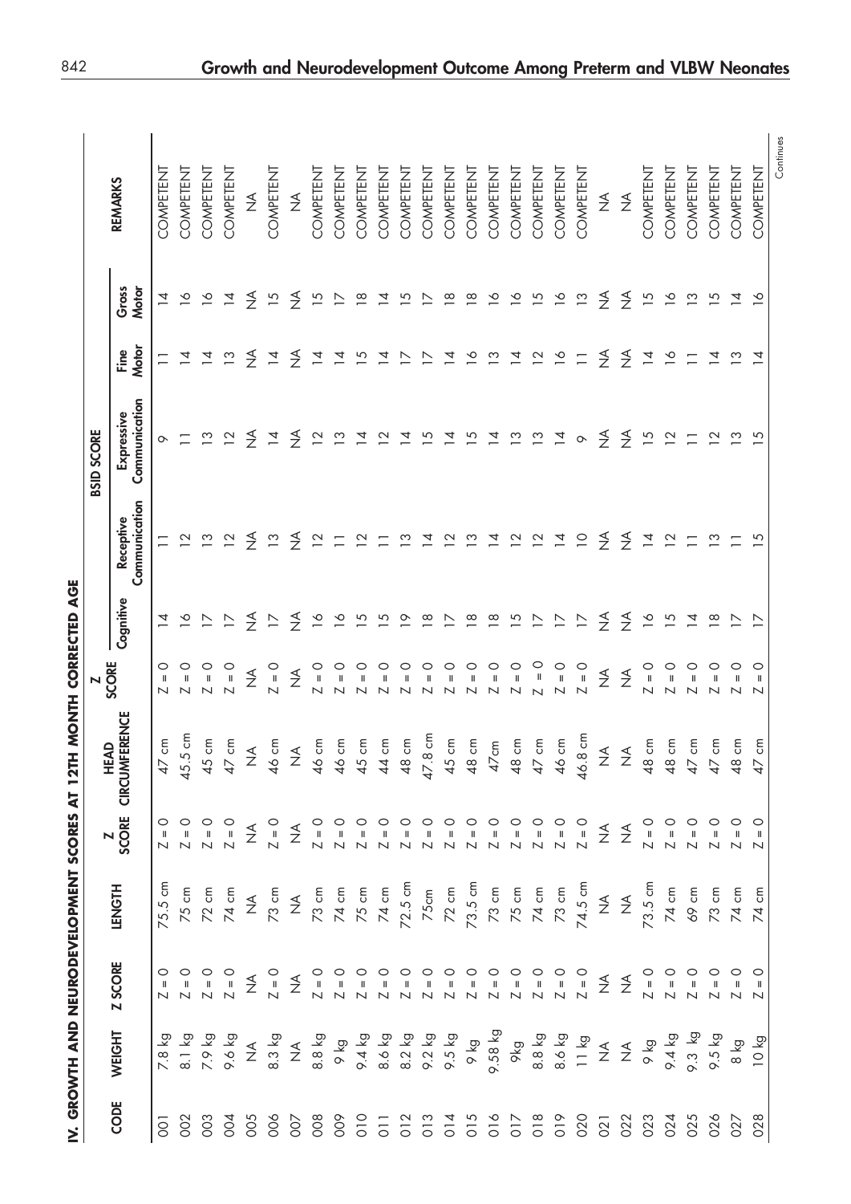## IV. GROWTH AND NEURODEVELOPMENT SCORES AT 12TH MONTH CORRECTED AGE

| CODE | WEIGHT | Z SCORE | LENGTH | Z SCORE | HEAD CIRCUMFERENCE | Z SCORE | BSID SCORE | | | | | REMARKS |
|---|---|---|---|---|---|---|---|---|---|---|---|---|
| | | | | | | | Cognitive | Receptive Communication | Expressive Communication | Fine Motor | Gross Motor | |
| 001 | 7.8 kg | Z = 0 | 75.5 cm | Z = 0 | 47 cm | Z = 0 | 14 | 11 | 9 | 11 | 14 | COMPETENT |
| 002 | 8.1 kg | Z = 0 | 75 cm | Z = 0 | 45.5 cm | Z = 0 | 16 | 12 | 11 | 14 | 16 | COMPETENT |
| 003 | 7.9 kg | Z = 0 | 72 cm | Z = 0 | 45 cm | Z = 0 | 17 | 13 | 13 | 14 | 16 | COMPETENT |
| 004 | 9.6 kg | Z = 0 | 74 cm | Z = 0 | 47 cm | Z = 0 | 17 | 12 | 12 | 13 | 14 | COMPETENT |
| 005 | NA | NA | NA | NA | NA | NA | NA | NA | NA | NA | NA | NA |
| 006 | 8.3 kg | Z = 0 | 73 cm | Z = 0 | 46 cm | Z = 0 | 17 | 13 | 14 | 14 | 15 | COMPETENT |
| 007 | NA | NA | NA | NA | NA | NA | NA | NA | NA | NA | NA | NA |
| 008 | 8.8 kg | Z = 0 | 73 cm | Z = 0 | 46 cm | Z = 0 | 16 | 12 | 12 | 14 | 15 | COMPETENT |
| 009 | 9 kg | Z = 0 | 74 cm | Z = 0 | 46 cm | Z = 0 | 16 | 11 | 13 | 14 | 17 | COMPETENT |
| 010 | 9.4 kg | Z = 0 | 75 cm | Z = 0 | 45 cm | Z = 0 | 15 | 12 | 14 | 15 | 18 | COMPETENT |
| 011 | 8.6 kg | Z = 0 | 74 cm | Z = 0 | 44 cm | Z = 0 | 15 | 11 | 12 | 14 | 14 | COMPETENT |
| 012 | 8.2 kg | Z = 0 | 72.5 cm | Z = 0 | 48 cm | Z = 0 | 19 | 13 | 14 | 17 | 15 | COMPETENT |
| 013 | 9.2 kg | Z = 0 | 75cm | Z = 0 | 47.8 cm | Z = 0 | 18 | 14 | 15 | 17 | 17 | COMPETENT |
| 014 | 9.5 kg | Z = 0 | 72 cm | Z = 0 | 45 cm | Z = 0 | 17 | 12 | 14 | 14 | 18 | COMPETENT |
| 015 | 9 kg | Z = 0 | 73.5 cm | Z = 0 | 48 cm | Z = 0 | 18 | 13 | 15 | 16 | 18 | COMPETENT |
| 016 | 9.58 kg | Z = 0 | 73 cm | Z = 0 | 47cm | Z = 0 | 18 | 14 | 14 | 13 | 16 | COMPETENT |
| 017 | 9kg | Z = 0 | 75 cm | Z = 0 | 48 cm | Z = 0 | 15 | 12 | 13 | 14 | 16 | COMPETENT |
| 018 | 8.8 kg | Z = 0 | 74 cm | Z = 0 | 47 cm | Z = 0 | 17 | 12 | 13 | 12 | 15 | COMPETENT |
| 019 | 8.6 kg | Z = 0 | 73 cm | Z = 0 | 46 cm | Z = 0 | 17 | 14 | 14 | 16 | 16 | COMPETENT |
| 020 | 11 kg | Z = 0 | 74.5 cm | Z = 0 | 46.8 cm | Z = 0 | 17 | 10 | 9 | 11 | 13 | COMPETENT |
| 021 | NA | NA | NA | NA | NA | NA | NA | NA | NA | NA | NA | NA |
| 022 | NA | NA | NA | NA | NA | NA | NA | NA | NA | NA | NA | NA |
| 023 | 9 kg | Z = 0 | 73.5 cm | Z = 0 | 48 cm | Z = 0 | 16 | 14 | 15 | 14 | 15 | COMPETENT |
| 024 | 9.4 kg | Z = 0 | 74 cm | Z = 0 | 48 cm | Z = 0 | 15 | 12 | 12 | 16 | 16 | COMPETENT |
| 025 | 9.3 kg | Z = 0 | 69 cm | Z = 0 | 47 cm | Z = 0 | 14 | 11 | 11 | 11 | 13 | COMPETENT |
| 026 | 9.5 kg | Z = 0 | 73 cm | Z = 0 | 47 cm | Z = 0 | 18 | 13 | 12 | 14 | 15 | COMPETENT |
| 027 | 8 kg | Z = 0 | 74 cm | Z = 0 | 48 cm | Z = 0 | 17 | 11 | 13 | 13 | 14 | COMPETENT |
| 028 | 10 kg | Z = 0 | 74 cm | Z = 0 | 47 cm | Z = 0 | 17 | 15 | 15 | 14 | 16 | COMPETENT |

Continues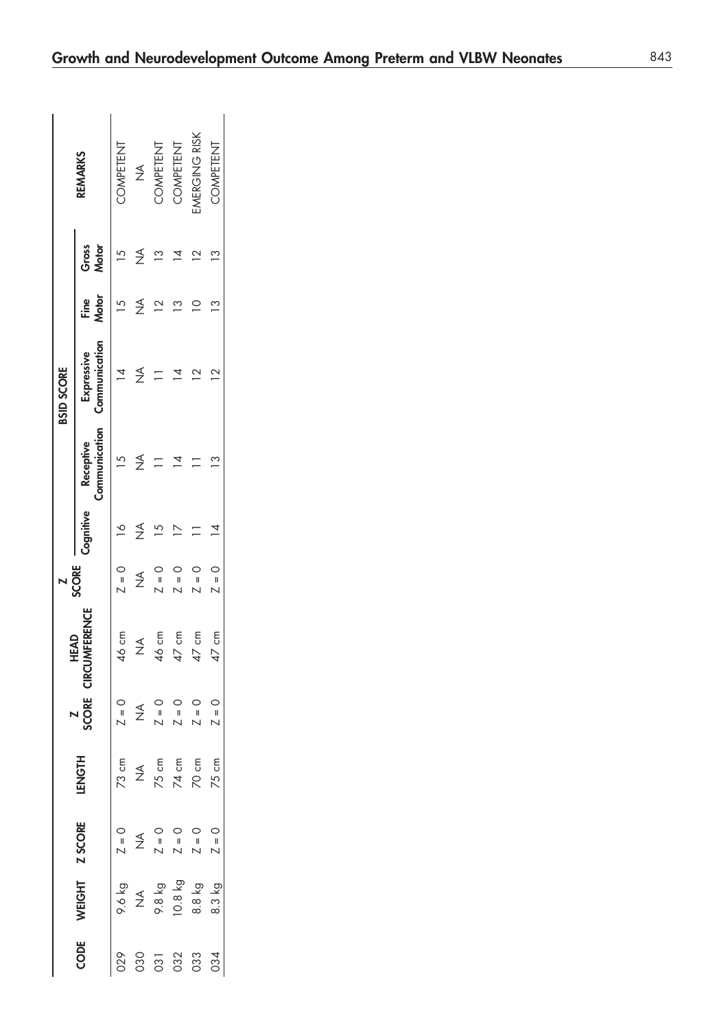| CODE | WEIGHT | Z SCORE | LENGTH | Z SCORE | HEAD CIRCUMFERENCE | Z SCORE | BSID SCORE | | | | | REMARKS |
|---|---|---|---|---|---|---|---|---|---|---|---|---|
| | | | | | | | Cognitive | Receptive Communication | Expressive Communication | Fine Motor | Gross Motor | |
| 029 | 9.6 kg | Z = 0 | 73 cm | Z = 0 | 46 cm | Z = 0 | 16 | 15 | 14 | 15 | 15 | COMPETENT |
| 030 | NA | NA | NA | NA | NA | NA | NA | NA | NA | NA | NA | NA |
| 031 | 9.8 kg | Z = 0 | 75 cm | Z = 0 | 46 cm | Z = 0 | 15 | 11 | 11 | 12 | 13 | COMPETENT |
| 032 | 10.8 kg | Z = 0 | 74 cm | Z = 0 | 47 cm | Z = 0 | 17 | 14 | 14 | 13 | 14 | COMPETENT |
| 033 | 8.8 kg | Z = 0 | 70 cm | Z = 0 | 47 cm | Z = 0 | 11 | 11 | 12 | 10 | 12 | EMERGING RISK |
| 034 | 8.3 kg | Z = 0 | 75 cm | Z = 0 | 47 cm | Z = 0 | 14 | 13 | 12 | 13 | 13 | COMPETENT |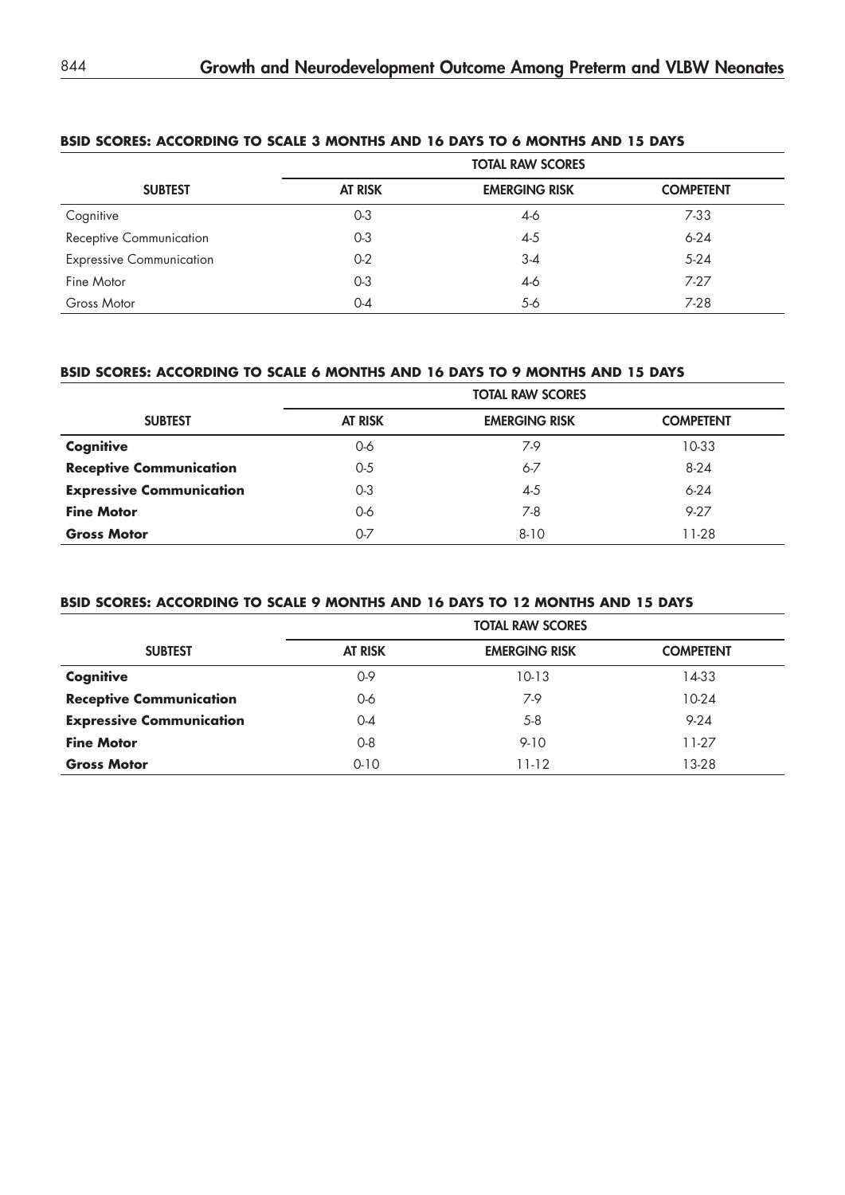**BSID SCORES: ACCORDING TO SCALE 3 MONTHS AND 16 DAYS TO 6 MONTHS AND 15 DAYS**

| SUBTEST | TOTAL RAW SCORES | | |
|---|---|---|---|
| | AT RISK | EMERGING RISK | COMPETENT |
| Cognitive | 0-3 | 4-6 | 7-33 |
| Receptive Communication | 0-3 | 4-5 | 6-24 |
| Expressive Communication | 0-2 | 3-4 | 5-24 |
| Fine Motor | 0-3 | 4-6 | 7-27 |
| Gross Motor | 0-4 | 5-6 | 7-28 |

**BSID SCORES: ACCORDING TO SCALE 6 MONTHS AND 16 DAYS TO 9 MONTHS AND 15 DAYS**

| SUBTEST | TOTAL RAW SCORES | | |
|---|---|---|---|
| | AT RISK | EMERGING RISK | COMPETENT |
| **Cognitive** | 0-6 | 7-9 | 10-33 |
| **Receptive Communication** | 0-5 | 6-7 | 8-24 |
| **Expressive Communication** | 0-3 | 4-5 | 6-24 |
| **Fine Motor** | 0-6 | 7-8 | 9-27 |
| **Gross Motor** | 0-7 | 8-10 | 11-28 |

**BSID SCORES: ACCORDING TO SCALE 9 MONTHS AND 16 DAYS TO 12 MONTHS AND 15 DAYS**

| SUBTEST | TOTAL RAW SCORES | | |
|---|---|---|---|
| | AT RISK | EMERGING RISK | COMPETENT |
| **Cognitive** | 0-9 | 10-13 | 14-33 |
| **Receptive Communication** | 0-6 | 7-9 | 10-24 |
| **Expressive Communication** | 0-4 | 5-8 | 9-24 |
| **Fine Motor** | 0-8 | 9-10 | 11-27 |
| **Gross Motor** | 0-10 | 11-12 | 13-28 |